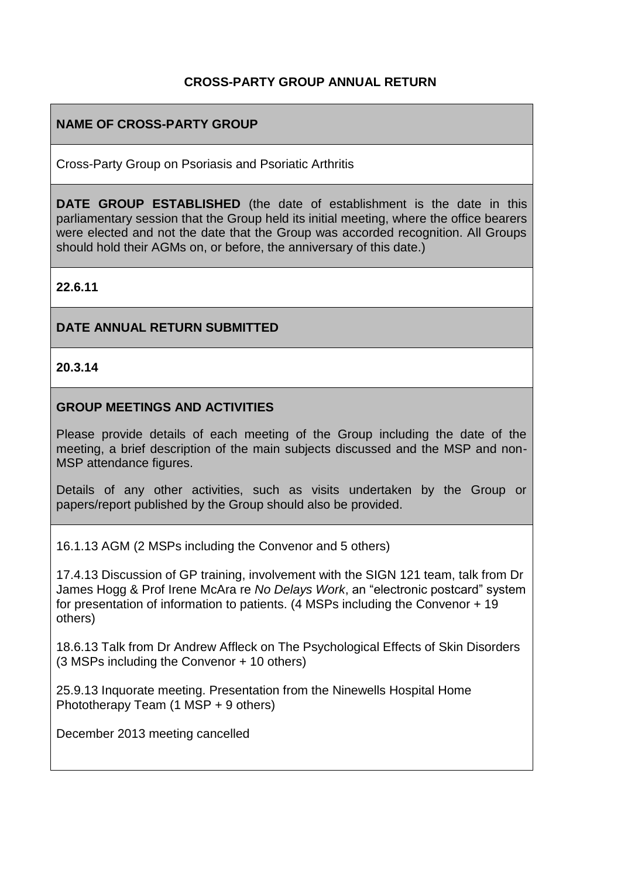# CROSS-PARTY GROUP ANNUAL RETURN

**NAME OF CROSS-PARTY GROUP**

Cross-Party Group on Psoriasis and Psoriatic Arthritis

**DATE GROUP ESTABLISHED** (the date of establishment is the date in this parliamentary session that the Group held its initial meeting, where the office bearers were elected and not the date that the Group was accorded recognition. All Groups should hold their AGMs on, or before, the anniversary of this date.)

**22.6.11**

**DATE ANNUAL RETURN SUBMITTED**

**20.3.14**

**GROUP MEETINGS AND ACTIVITIES**

Please provide details of each meeting of the Group including the date of the meeting, a brief description of the main subjects discussed and the MSP and non-MSP attendance figures.

Details of any other activities, such as visits undertaken by the Group or papers/report published by the Group should also be provided.

16.1.13 AGM (2 MSPs including the Convenor and 5 others)

17.4.13 Discussion of GP training, involvement with the SIGN 121 team, talk from Dr James Hogg & Prof Irene McAra re *No Delays Work*, an "electronic postcard" system for presentation of information to patients. (4 MSPs including the Convenor + 19 others)

18.6.13 Talk from Dr Andrew Affleck on The Psychological Effects of Skin Disorders (3 MSPs including the Convenor + 10 others)

25.9.13 Inquorate meeting. Presentation from the Ninewells Hospital Home Phototherapy Team (1 MSP + 9 others)

December 2013 meeting cancelled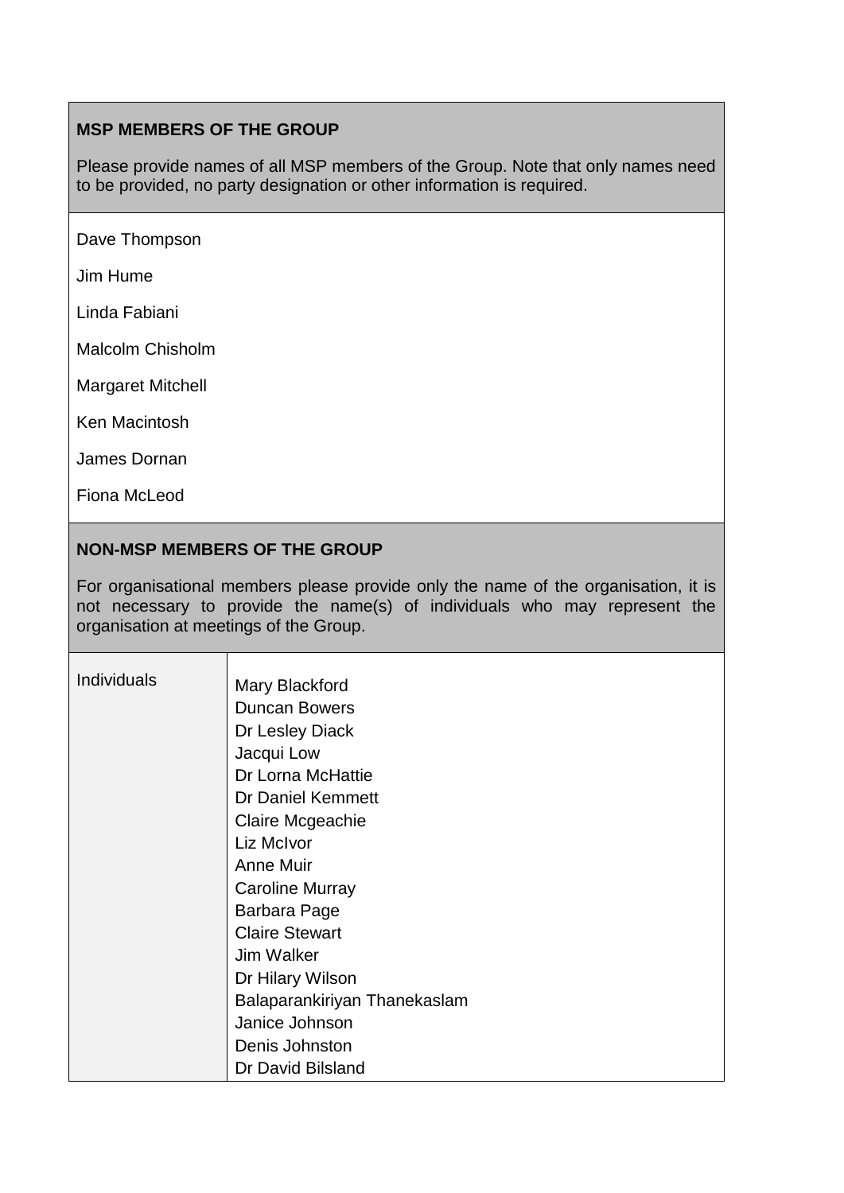## MSP MEMBERS OF THE GROUP

Please provide names of all MSP members of the Group. Note that only names need to be provided, no party designation or other information is required.

Dave Thompson

Jim Hume

Linda Fabiani

Malcolm Chisholm

Margaret Mitchell

Ken Macintosh

James Dornan

Fiona McLeod

## NON-MSP MEMBERS OF THE GROUP

For organisational members please provide only the name of the organisation, it is not necessary to provide the name(s) of individuals who may represent the organisation at meetings of the Group.

| Individuals | Mary Blackford<br>Duncan Bowers<br>Dr Lesley Diack<br>Jacqui Low<br>Dr Lorna McHattie<br>Dr Daniel Kemmett<br>Claire Mcgeachie<br>Liz McIvor<br>Anne Muir<br>Caroline Murray<br>Barbara Page<br>Claire Stewart<br>Jim Walker<br>Dr Hilary Wilson<br>Balaparankiriyan Thanekaslam<br>Janice Johnson<br>Denis Johnston<br>Dr David Bilsland |
|---|---|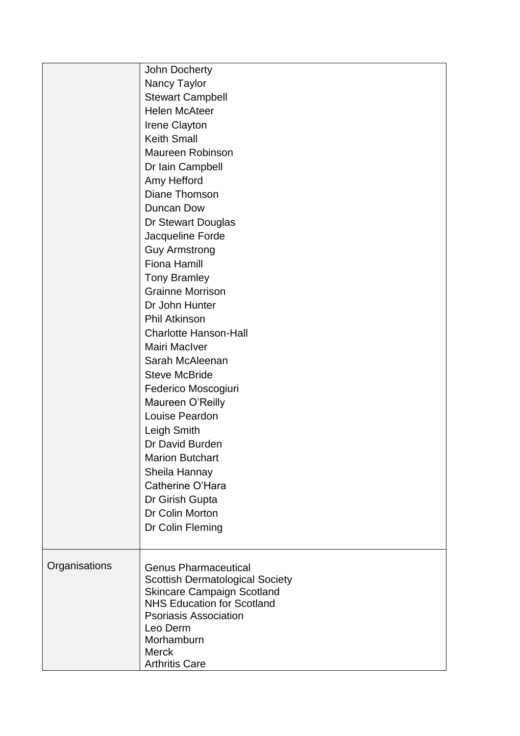| | |
|---|---|
| | John Docherty<br>Nancy Taylor<br>Stewart Campbell<br>Helen McAteer<br>Irene Clayton<br>Keith Small<br>Maureen Robinson<br>Dr Iain Campbell<br>Amy Hefford<br>Diane Thomson<br>Duncan Dow<br>Dr Stewart Douglas<br>Jacqueline Forde<br>Guy Armstrong<br>Fiona Hamill<br>Tony Bramley<br>Grainne Morrison<br>Dr John Hunter<br>Phil Atkinson<br>Charlotte Hanson-Hall<br>Mairi MacIver<br>Sarah McAleenan<br>Steve McBride<br>Federico Moscogiuri<br>Maureen O'Reilly<br>Louise Peardon<br>Leigh Smith<br>Dr David Burden<br>Marion Butchart<br>Sheila Hannay<br>Catherine O'Hara<br>Dr Girish Gupta<br>Dr Colin Morton<br>Dr Colin Fleming |
| Organisations | Genus Pharmaceutical<br>Scottish Dermatological Society<br>Skincare Campaign Scotland<br>NHS Education for Scotland<br>Psoriasis Association<br>Leo Derm<br>Morhamburn<br>Merck<br>Arthritis Care |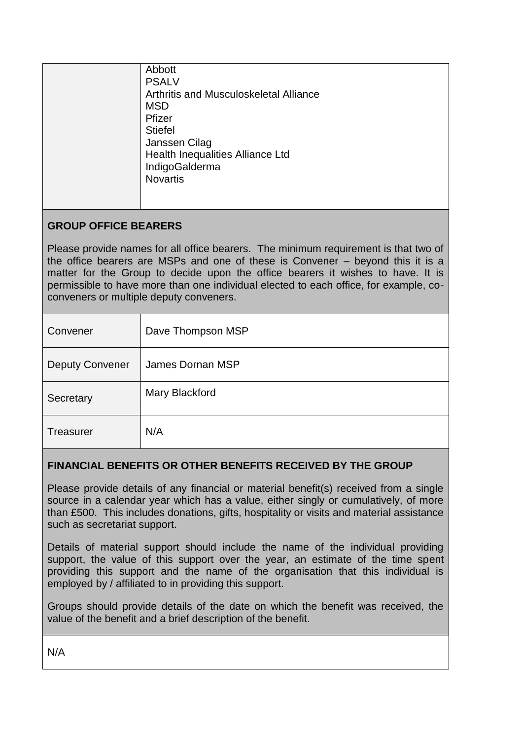| | |
|---|---|
| | Abbott<br>PSALV<br>Arthritis and Musculoskeletal Alliance<br>MSD<br>Pfizer<br>Stiefel<br>Janssen Cilag<br>Health Inequalities Alliance Ltd<br>IndigoGalderma<br>Novartis |

**GROUP OFFICE BEARERS**

Please provide names for all office bearers. The minimum requirement is that two of the office bearers are MSPs and one of these is Convener – beyond this it is a matter for the Group to decide upon the office bearers it wishes to have. It is permissible to have more than one individual elected to each office, for example, co-conveners or multiple deputy conveners.

| | |
|---|---|
| Convener | Dave Thompson MSP |
| Deputy Convener | James Dornan MSP |
| Secretary | Mary Blackford |
| Treasurer | N/A |

**FINANCIAL BENEFITS OR OTHER BENEFITS RECEIVED BY THE GROUP**

Please provide details of any financial or material benefit(s) received from a single source in a calendar year which has a value, either singly or cumulatively, of more than £500. This includes donations, gifts, hospitality or visits and material assistance such as secretariat support.

Details of material support should include the name of the individual providing support, the value of this support over the year, an estimate of the time spent providing this support and the name of the organisation that this individual is employed by / affiliated to in providing this support.

Groups should provide details of the date on which the benefit was received, the value of the benefit and a brief description of the benefit.

N/A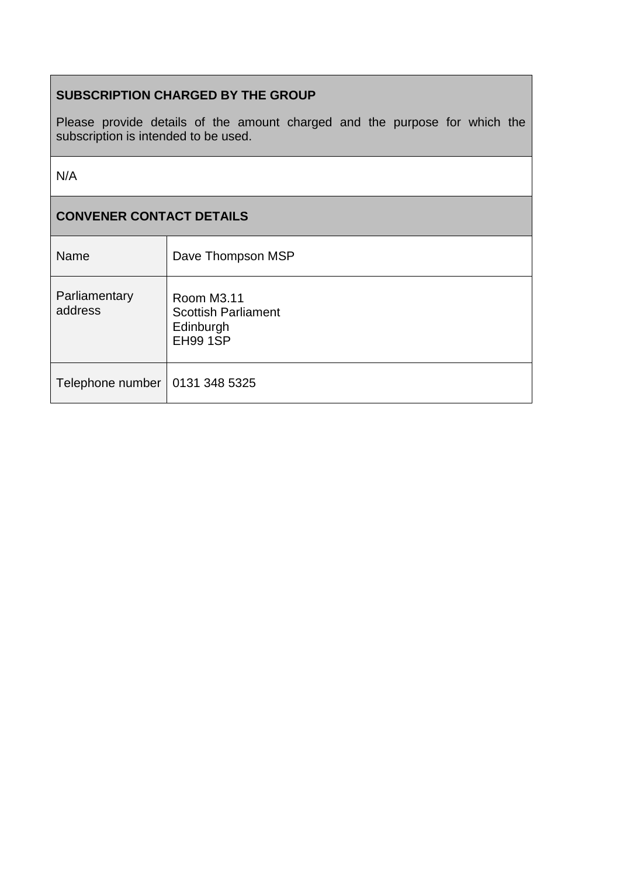| SUBSCRIPTION CHARGED BY THE GROUP<br><br>Please provide details of the amount charged and the purpose for which the subscription is intended to be used. | |
|---|---|
| N/A | |

| CONVENER CONTACT DETAILS | |
|---|---|
| Name | Dave Thompson MSP |
| Parliamentary address | Room M3.11<br>Scottish Parliament<br>Edinburgh<br>EH99 1SP |
| Telephone number | 0131 348 5325 |